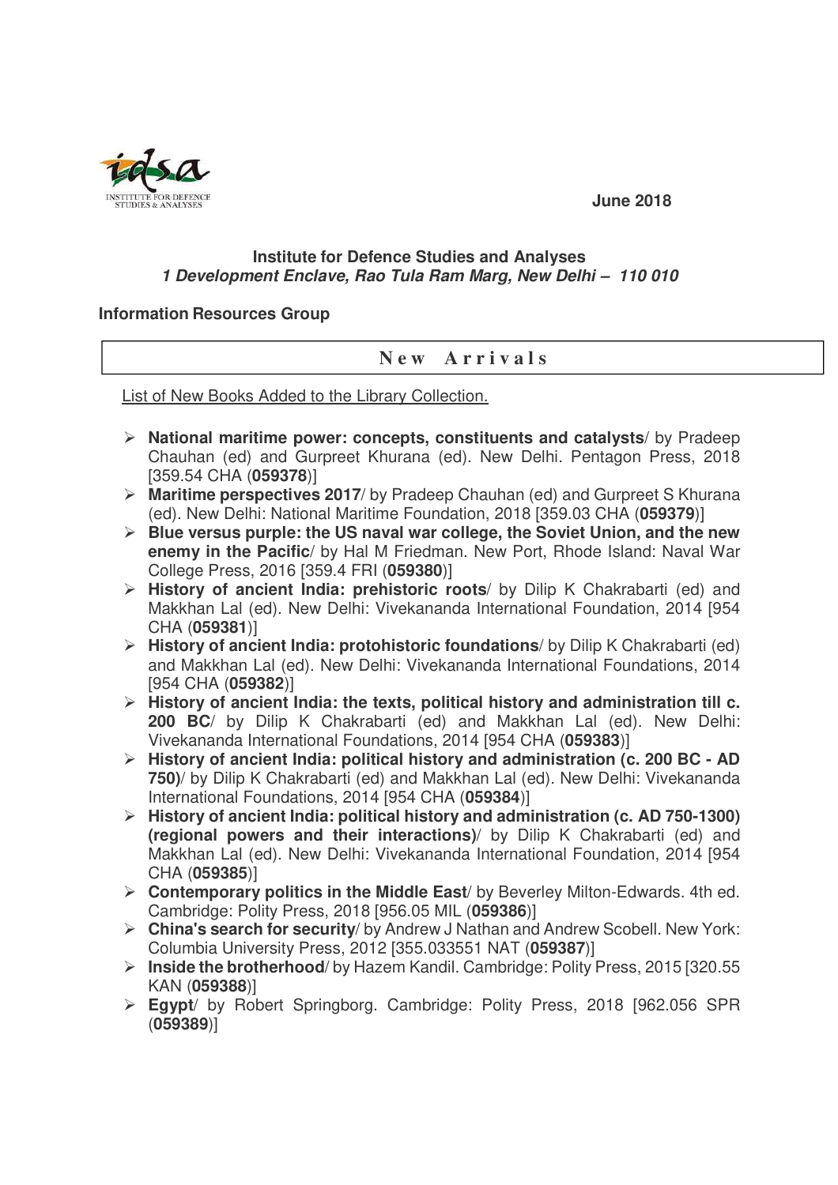June 2018

**Institute for Defence Studies and Analyses**
***1 Development Enclave, Rao Tula Ram Marg, New Delhi – 110 010***

**Information Resources Group**

## New Arrivals

List of New Books Added to the Library Collection.

- **National maritime power: concepts, constituents and catalysts**/ by Pradeep Chauhan (ed) and Gurpreet Khurana (ed). New Delhi. Pentagon Press, 2018 [359.54 CHA (**059378**)]
- **Maritime perspectives 2017**/ by Pradeep Chauhan (ed) and Gurpreet S Khurana (ed). New Delhi: National Maritime Foundation, 2018 [359.03 CHA (**059379**)]
- **Blue versus purple: the US naval war college, the Soviet Union, and the new enemy in the Pacific**/ by Hal M Friedman. New Port, Rhode Island: Naval War College Press, 2016 [359.4 FRI (**059380**)]
- **History of ancient India: prehistoric roots**/ by Dilip K Chakrabarti (ed) and Makkhan Lal (ed). New Delhi: Vivekananda International Foundation, 2014 [954 CHA (**059381**)]
- **History of ancient India: protohistoric foundations**/ by Dilip K Chakrabarti (ed) and Makkhan Lal (ed). New Delhi: Vivekananda International Foundations, 2014 [954 CHA (**059382**)]
- **History of ancient India: the texts, political history and administration till c. 200 BC**/ by Dilip K Chakrabarti (ed) and Makkhan Lal (ed). New Delhi: Vivekananda International Foundations, 2014 [954 CHA (**059383**)]
- **History of ancient India: political history and administration (c. 200 BC - AD 750)**/ by Dilip K Chakrabarti (ed) and Makkhan Lal (ed). New Delhi: Vivekananda International Foundations, 2014 [954 CHA (**059384**)]
- **History of ancient India: political history and administration (c. AD 750-1300) (regional powers and their interactions)**/ by Dilip K Chakrabarti (ed) and Makkhan Lal (ed). New Delhi: Vivekananda International Foundation, 2014 [954 CHA (**059385**)]
- **Contemporary politics in the Middle East**/ by Beverley Milton-Edwards. 4th ed. Cambridge: Polity Press, 2018 [956.05 MIL (**059386**)]
- **China's search for security**/ by Andrew J Nathan and Andrew Scobell. New York: Columbia University Press, 2012 [355.033551 NAT (**059387**)]
- **Inside the brotherhood**/ by Hazem Kandil. Cambridge: Polity Press, 2015 [320.55 KAN (**059388**)]
- **Egypt**/ by Robert Springborg. Cambridge: Polity Press, 2018 [962.056 SPR (**059389**)]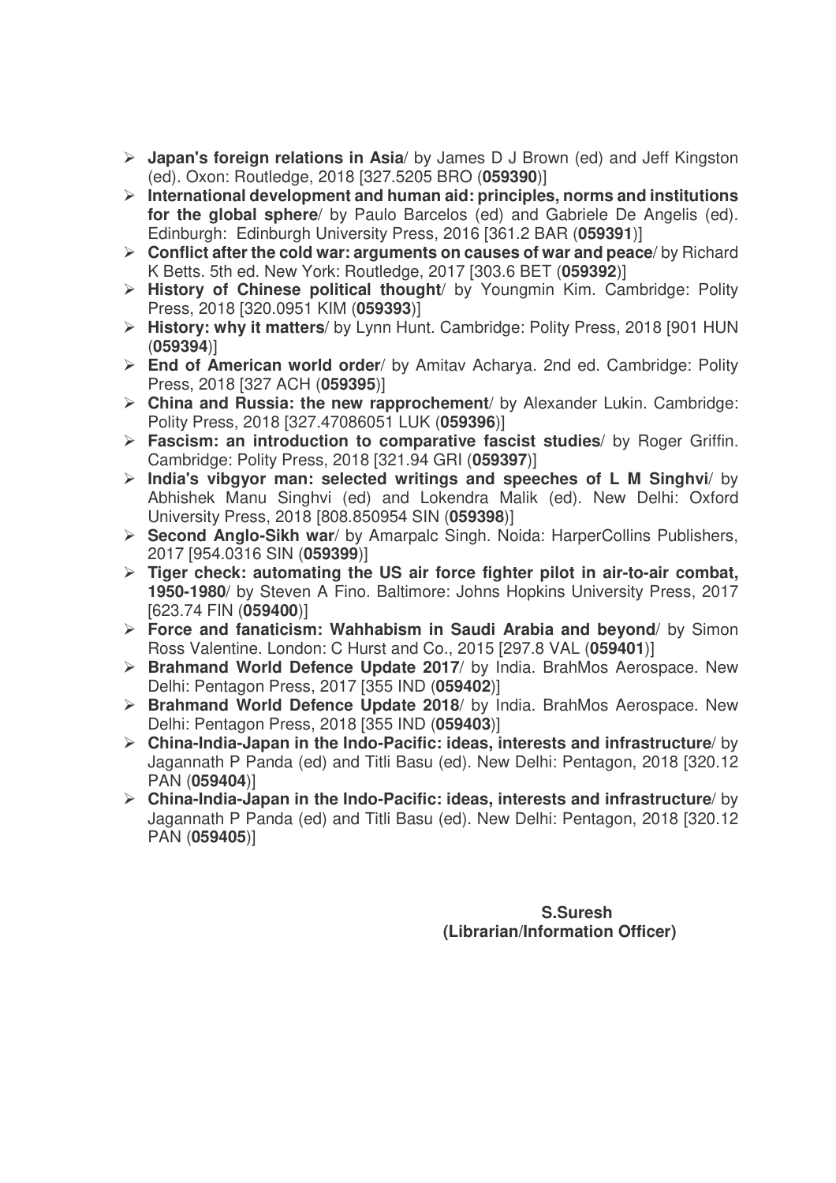- **Japan's foreign relations in Asia**/ by James D J Brown (ed) and Jeff Kingston (ed). Oxon: Routledge, 2018 [327.5205 BRO (**059390**)]
- **International development and human aid: principles, norms and institutions for the global sphere**/ by Paulo Barcelos (ed) and Gabriele De Angelis (ed). Edinburgh: Edinburgh University Press, 2016 [361.2 BAR (**059391**)]
- **Conflict after the cold war: arguments on causes of war and peace**/ by Richard K Betts. 5th ed. New York: Routledge, 2017 [303.6 BET (**059392**)]
- **History of Chinese political thought**/ by Youngmin Kim. Cambridge: Polity Press, 2018 [320.0951 KIM (**059393**)]
- **History: why it matters**/ by Lynn Hunt. Cambridge: Polity Press, 2018 [901 HUN (**059394**)]
- **End of American world order**/ by Amitav Acharya. 2nd ed. Cambridge: Polity Press, 2018 [327 ACH (**059395**)]
- **China and Russia: the new rapprochement**/ by Alexander Lukin. Cambridge: Polity Press, 2018 [327.47086051 LUK (**059396**)]
- **Fascism: an introduction to comparative fascist studies**/ by Roger Griffin. Cambridge: Polity Press, 2018 [321.94 GRI (**059397**)]
- **India's vibgyor man: selected writings and speeches of L M Singhvi**/ by Abhishek Manu Singhvi (ed) and Lokendra Malik (ed). New Delhi: Oxford University Press, 2018 [808.850954 SIN (**059398**)]
- **Second Anglo-Sikh war**/ by Amarpalc Singh. Noida: HarperCollins Publishers, 2017 [954.0316 SIN (**059399**)]
- **Tiger check: automating the US air force fighter pilot in air-to-air combat, 1950-1980**/ by Steven A Fino. Baltimore: Johns Hopkins University Press, 2017 [623.74 FIN (**059400**)]
- **Force and fanaticism: Wahhabism in Saudi Arabia and beyond**/ by Simon Ross Valentine. London: C Hurst and Co., 2015 [297.8 VAL (**059401**)]
- **Brahmand World Defence Update 2017**/ by India. BrahMos Aerospace. New Delhi: Pentagon Press, 2017 [355 IND (**059402**)]
- **Brahmand World Defence Update 2018**/ by India. BrahMos Aerospace. New Delhi: Pentagon Press, 2018 [355 IND (**059403**)]
- **China-India-Japan in the Indo-Pacific: ideas, interests and infrastructure**/ by Jagannath P Panda (ed) and Titli Basu (ed). New Delhi: Pentagon, 2018 [320.12 PAN (**059404**)]
- **China-India-Japan in the Indo-Pacific: ideas, interests and infrastructure**/ by Jagannath P Panda (ed) and Titli Basu (ed). New Delhi: Pentagon, 2018 [320.12 PAN (**059405**)]

**S.Suresh**
**(Librarian/Information Officer)**